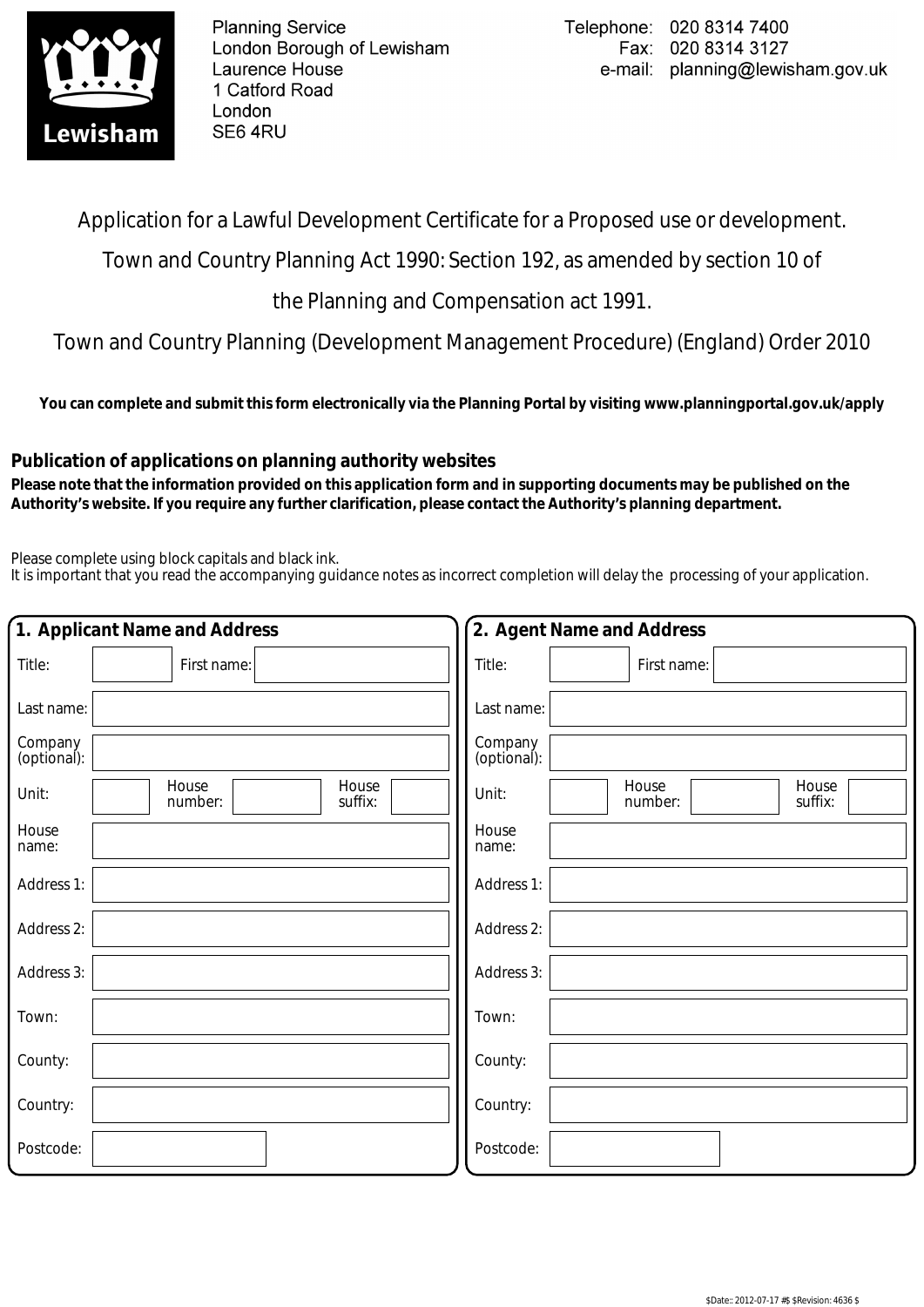Planning Service
London Borough of Lewisham
Laurence House
1 Catford Road
London
SE6 4RU

Telephone: 020 8314 7400
Fax: 020 8314 3127
e-mail: planning@lewisham.gov.uk

# Application for a Lawful Development Certificate for a Proposed use or development.

Town and Country Planning Act 1990: Section 192, as amended by section 10 of the Planning and Compensation act 1991.

Town and Country Planning (Development Management Procedure) (England) Order 2010

**You can complete and submit this form electronically via the Planning Portal by visiting www.planningportal.gov.uk/apply**

## Publication of applications on planning authority websites

**Please note that the information provided on this application form and in supporting documents may be published on the Authority's website. If you require any further clarification, please contact the Authority's planning department.**

Please complete using block capitals and black ink.
It is important that you read the accompanying guidance notes as incorrect completion will delay the processing of your application.

## 1. Applicant Name and Address

| | |
|---|---|
| Title: | First name: |
| Last name: | |
| Company (optional): | |
| Unit: | House number: / House suffix: |
| House name: | |
| Address 1: | |
| Address 2: | |
| Address 3: | |
| Town: | |
| County: | |
| Country: | |
| Postcode: | |

## 2. Agent Name and Address

| | |
|---|---|
| Title: | First name: |
| Last name: | |
| Company (optional): | |
| Unit: | House number: / House suffix: |
| House name: | |
| Address 1: | |
| Address 2: | |
| Address 3: | |
| Town: | |
| County: | |
| Country: | |
| Postcode: | |

$Date:: 2012-07-17 #$ $Revision: 4636 $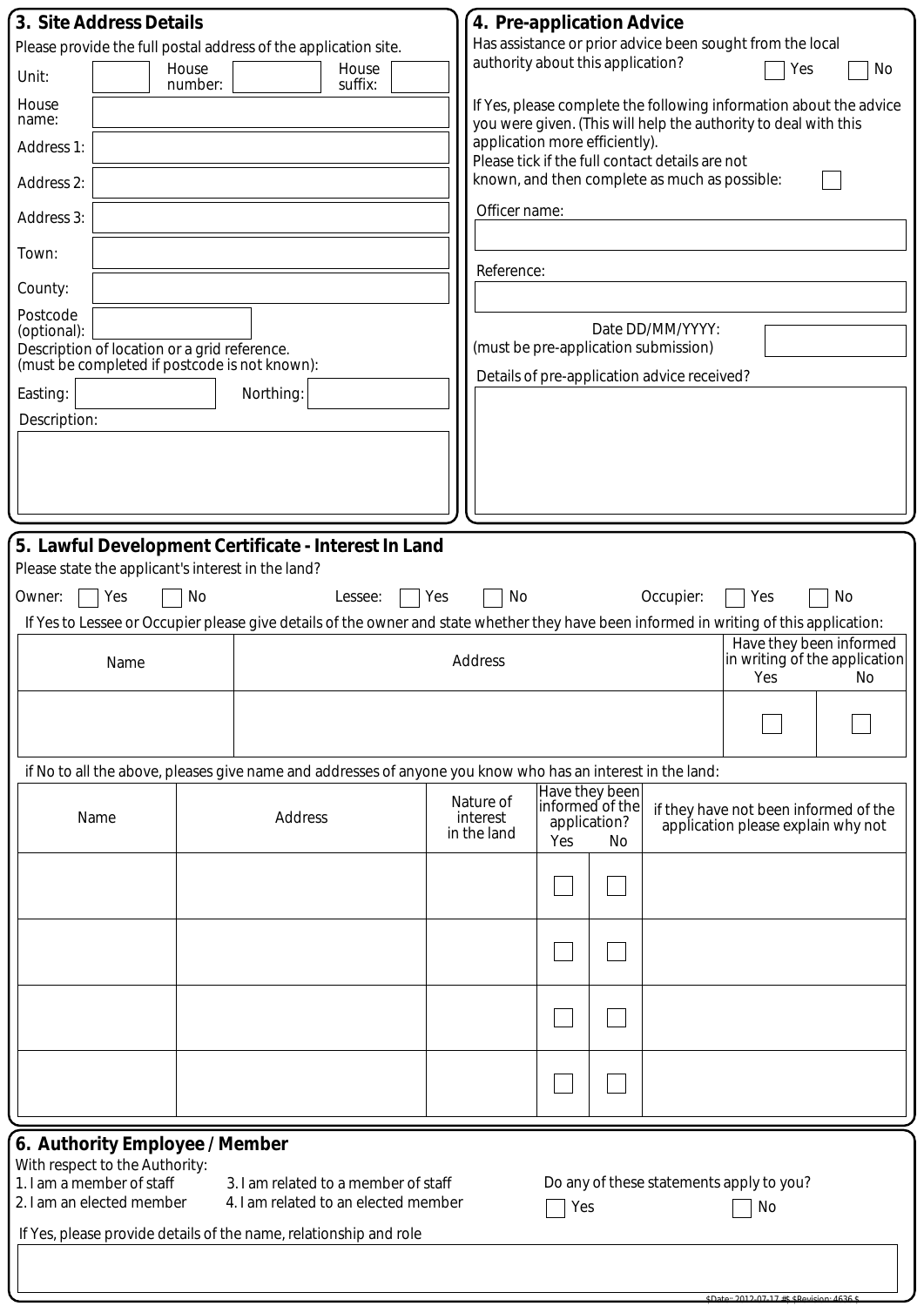## 3. Site Address Details

Please provide the full postal address of the application site.

Unit: House number: House suffix:

House name:

Address 1:

Address 2:

Address 3:

Town:

County:

Postcode (optional):

Description of location or a grid reference.
(must be completed if postcode is not known):

Easting: Northing:

Description:

## 4. Pre-application Advice

Has assistance or prior advice been sought from the local authority about this application? ☐ Yes ☐ No

If Yes, please complete the following information about the advice you were given. (This will help the authority to deal with this application more efficiently).

Please tick if the full contact details are not known, and then complete as much as possible: ☐

Officer name:

Reference:

Date DD/MM/YYYY:
(must be pre-application submission)

Details of pre-application advice received?

## 5. Lawful Development Certificate - Interest In Land

Please state the applicant's interest in the land?

Owner: ☐ Yes ☐ No Lessee: ☐ Yes ☐ No Occupier: ☐ Yes ☐ No

If Yes to Lessee or Occupier please give details of the owner and state whether they have been informed in writing of this application:

| Name | Address | Have they been informed in writing of the application Yes | No |
|---|---|---|---|
| | | ☐ | ☐ |

if No to all the above, pleases give name and addresses of anyone you know who has an interest in the land:

| Name | Address | Nature of interest in the land | Have they been informed of the application? Yes | No | if they have not been informed of the application please explain why not |
|---|---|---|---|---|---|
| | | | ☐ | ☐ | |
| | | | ☐ | ☐ | |
| | | | ☐ | ☐ | |
| | | | ☐ | ☐ | |

## 6. Authority Employee / Member

With respect to the Authority:

1. I am a member of staff
2. I am an elected member
3. I am related to a member of staff
4. I am related to an elected member

Do any of these statements apply to you? ☐ Yes ☐ No

If Yes, please provide details of the name, relationship and role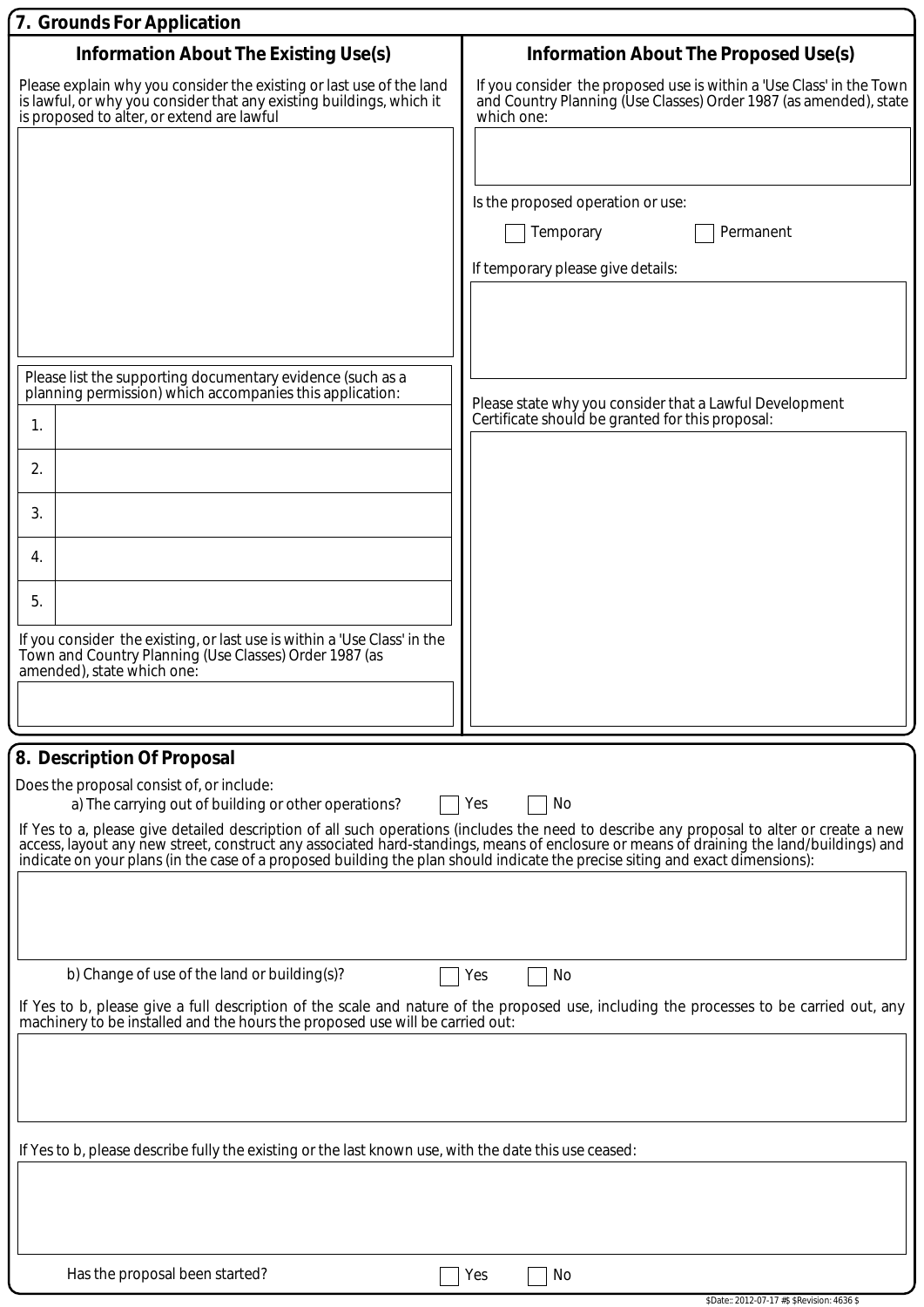## 7. Grounds For Application

### Information About The Existing Use(s)

Please explain why you consider the existing or last use of the land is lawful, or why you consider that any existing buildings, which it is proposed to alter, or extend are lawful

Please list the supporting documentary evidence (such as a planning permission) which accompanies this application:

| | |
|---|---|
| 1. | |
| 2. | |
| 3. | |
| 4. | |
| 5. | |

If you consider the existing, or last use is within a 'Use Class' in the Town and Country Planning (Use Classes) Order 1987 (as amended), state which one:

### Information About The Proposed Use(s)

If you consider the proposed use is within a 'Use Class' in the Town and Country Planning (Use Classes) Order 1987 (as amended), state which one:

Is the proposed operation or use:

☐ Temporary ☐ Permanent

If temporary please give details:

Please state why you consider that a Lawful Development Certificate should be granted for this proposal:

## 8. Description Of Proposal

Does the proposal consist of, or include:

a) The carrying out of building or other operations? ☐ Yes ☐ No

If Yes to a, please give detailed description of all such operations (includes the need to describe any proposal to alter or create a new access, layout any new street, construct any associated hard-standings, means of enclosure or means of draining the land/buildings) and indicate on your plans (in the case of a proposed building the plan should indicate the precise siting and exact dimensions):

b) Change of use of the land or building(s)? ☐ Yes ☐ No

If Yes to b, please give a full description of the scale and nature of the proposed use, including the processes to be carried out, any machinery to be installed and the hours the proposed use will be carried out:

If Yes to b, please describe fully the existing or the last known use, with the date this use ceased:

Has the proposal been started? ☐ Yes ☐ No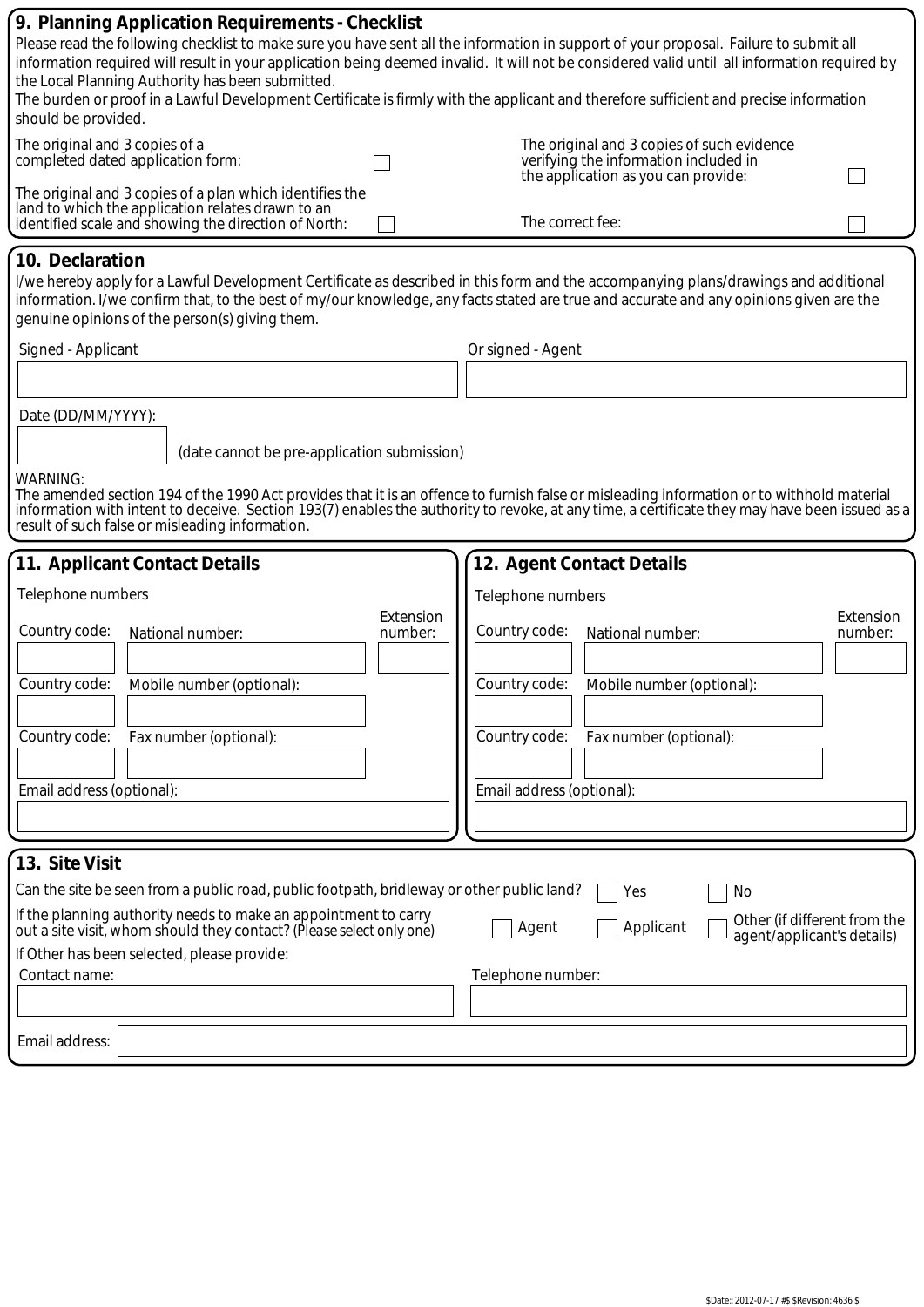## 9. Planning Application Requirements - Checklist

Please read the following checklist to make sure you have sent all the information in support of your proposal. Failure to submit all information required will result in your application being deemed invalid. It will not be considered valid until all information required by the Local Planning Authority has been submitted.

The burden or proof in a Lawful Development Certificate is firmly with the applicant and therefore sufficient and precise information should be provided.

- [ ] The original and 3 copies of a completed dated application form:
- [ ] The original and 3 copies of a plan which identifies the land to which the application relates drawn to an identified scale and showing the direction of North:
- [ ] The original and 3 copies of such evidence verifying the information included in the application as you can provide:
- [ ] The correct fee:

## 10. Declaration

I/we hereby apply for a Lawful Development Certificate as described in this form and the accompanying plans/drawings and additional information. I/we confirm that, to the best of my/our knowledge, any facts stated are true and accurate and any opinions given are the genuine opinions of the person(s) giving them.

Signed - Applicant:

Or signed - Agent:

Date (DD/MM/YYYY): (date cannot be pre-application submission)

WARNING:
The amended section 194 of the 1990 Act provides that it is an offence to furnish false or misleading information or to withhold material information with intent to deceive. Section 193(7) enables the authority to revoke, at any time, a certificate they may have been issued as a result of such false or misleading information.

## 11. Applicant Contact Details

Telephone numbers

| Country code: | National number: | Extension number: |
| --- | --- | --- |
| | | |

| Country code: | Mobile number (optional): |
| --- | --- |
| | |

| Country code: | Fax number (optional): |
| --- | --- |
| | |

Email address (optional):

## 12. Agent Contact Details

Telephone numbers

| Country code: | National number: | Extension number: |
| --- | --- | --- |
| | | |

| Country code: | Mobile number (optional): |
| --- | --- |
| | |

| Country code: | Fax number (optional): |
| --- | --- |
| | |

Email address (optional):

## 13. Site Visit

Can the site be seen from a public road, public footpath, bridleway or other public land? [ ] Yes [ ] No

If the planning authority needs to make an appointment to carry out a site visit, whom should they contact? (Please select only one) [ ] Agent [ ] Applicant [ ] Other (if different from the agent/applicant's details)

If Other has been selected, please provide:

Contact name:

Telephone number:

Email address: